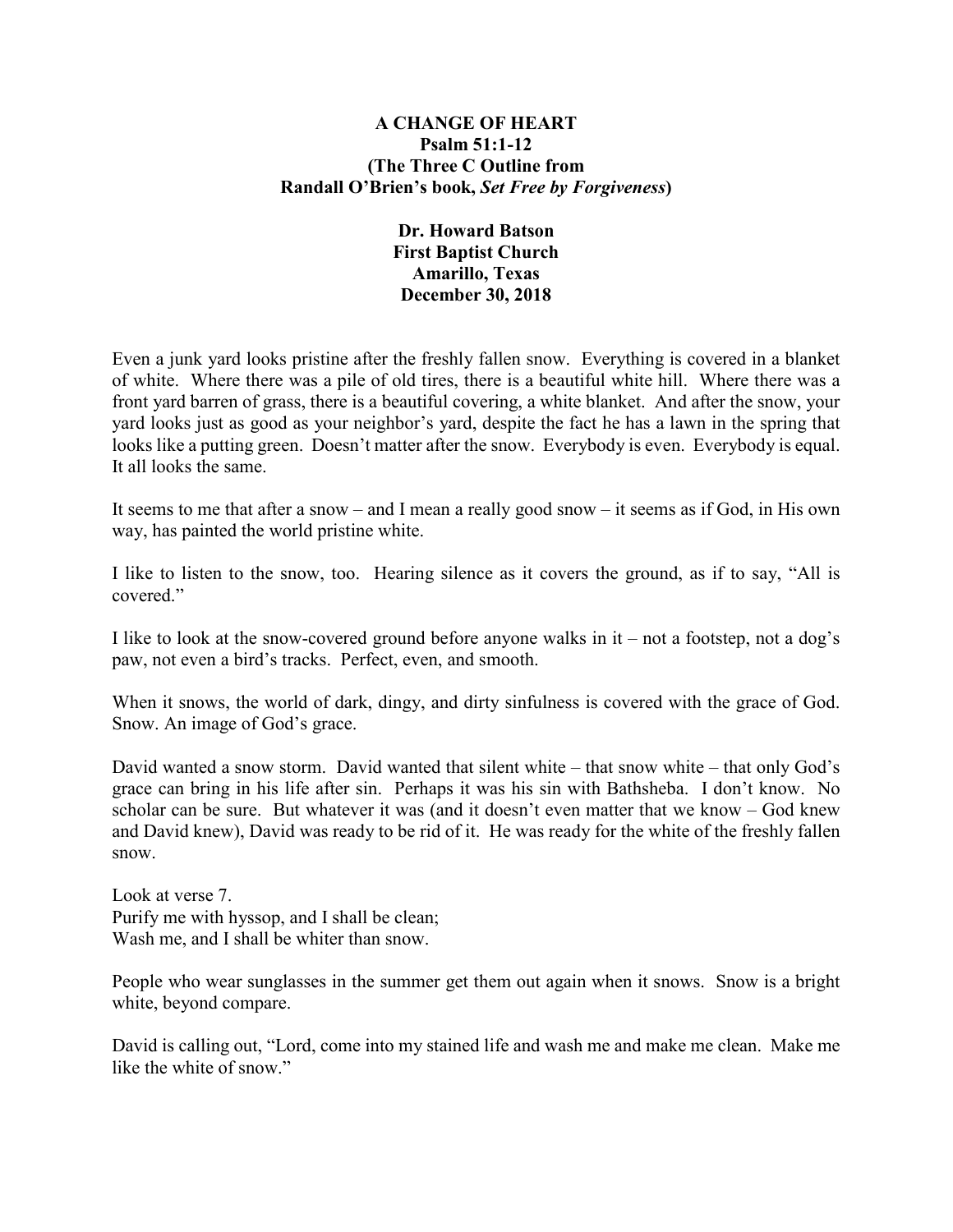# A CHANGE OF HEART

**Psalm 51:1-12**
**(The Three C Outline from Randall O'Brien's book, *Set Free by Forgiveness*)**

**Dr. Howard Batson**
**First Baptist Church**
**Amarillo, Texas**
**December 30, 2018**

Even a junk yard looks pristine after the freshly fallen snow. Everything is covered in a blanket of white. Where there was a pile of old tires, there is a beautiful white hill. Where there was a front yard barren of grass, there is a beautiful covering, a white blanket. And after the snow, your yard looks just as good as your neighbor's yard, despite the fact he has a lawn in the spring that looks like a putting green. Doesn't matter after the snow. Everybody is even. Everybody is equal. It all looks the same.

It seems to me that after a snow – and I mean a really good snow – it seems as if God, in His own way, has painted the world pristine white.

I like to listen to the snow, too. Hearing silence as it covers the ground, as if to say, "All is covered."

I like to look at the snow-covered ground before anyone walks in it – not a footstep, not a dog's paw, not even a bird's tracks. Perfect, even, and smooth.

When it snows, the world of dark, dingy, and dirty sinfulness is covered with the grace of God. Snow. An image of God's grace.

David wanted a snow storm. David wanted that silent white – that snow white – that only God's grace can bring in his life after sin. Perhaps it was his sin with Bathsheba. I don't know. No scholar can be sure. But whatever it was (and it doesn't even matter that we know – God knew and David knew), David was ready to be rid of it. He was ready for the white of the freshly fallen snow.

Look at verse 7.
Purify me with hyssop, and I shall be clean;
Wash me, and I shall be whiter than snow.

People who wear sunglasses in the summer get them out again when it snows. Snow is a bright white, beyond compare.

David is calling out, "Lord, come into my stained life and wash me and make me clean. Make me like the white of snow."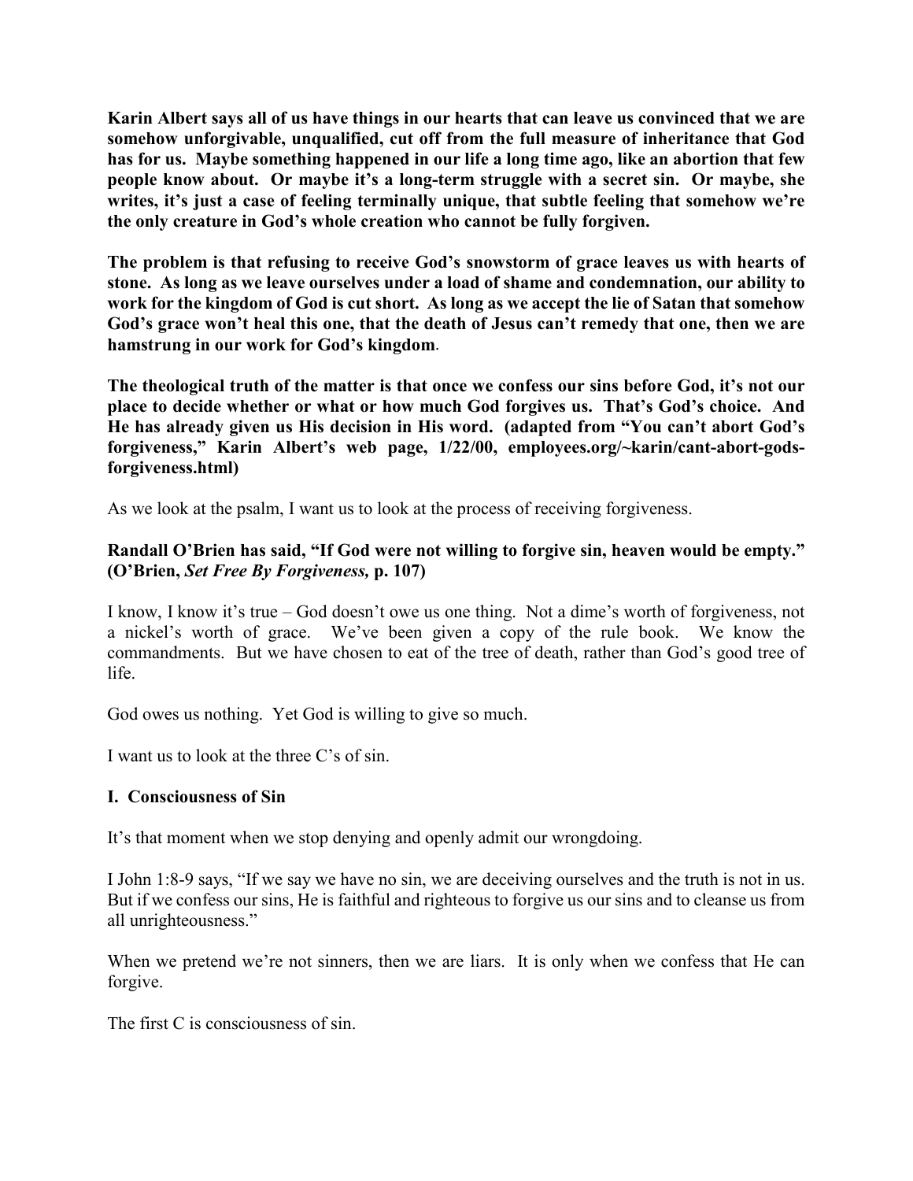**Karin Albert says all of us have things in our hearts that can leave us convinced that we are somehow unforgivable, unqualified, cut off from the full measure of inheritance that God has for us. Maybe something happened in our life a long time ago, like an abortion that few people know about. Or maybe it's a long-term struggle with a secret sin. Or maybe, she writes, it's just a case of feeling terminally unique, that subtle feeling that somehow we're the only creature in God's whole creation who cannot be fully forgiven.**

**The problem is that refusing to receive God's snowstorm of grace leaves us with hearts of stone. As long as we leave ourselves under a load of shame and condemnation, our ability to work for the kingdom of God is cut short. As long as we accept the lie of Satan that somehow God's grace won't heal this one, that the death of Jesus can't remedy that one, then we are hamstrung in our work for God's kingdom**.

**The theological truth of the matter is that once we confess our sins before God, it's not our place to decide whether or what or how much God forgives us. That's God's choice. And He has already given us His decision in His word. (adapted from "You can't abort God's forgiveness," Karin Albert's web page, 1/22/00, employees.org/~karin/cant-abort-gods-forgiveness.html)**

As we look at the psalm, I want us to look at the process of receiving forgiveness.

**Randall O'Brien has said, "If God were not willing to forgive sin, heaven would be empty." (O'Brien, *Set Free By Forgiveness,* p. 107)**

I know, I know it's true – God doesn't owe us one thing. Not a dime's worth of forgiveness, not a nickel's worth of grace. We've been given a copy of the rule book. We know the commandments. But we have chosen to eat of the tree of death, rather than God's good tree of life.

God owes us nothing. Yet God is willing to give so much.

I want us to look at the three C's of sin.

### I. Consciousness of Sin

It's that moment when we stop denying and openly admit our wrongdoing.

I John 1:8-9 says, "If we say we have no sin, we are deceiving ourselves and the truth is not in us. But if we confess our sins, He is faithful and righteous to forgive us our sins and to cleanse us from all unrighteousness."

When we pretend we're not sinners, then we are liars. It is only when we confess that He can forgive.

The first C is consciousness of sin.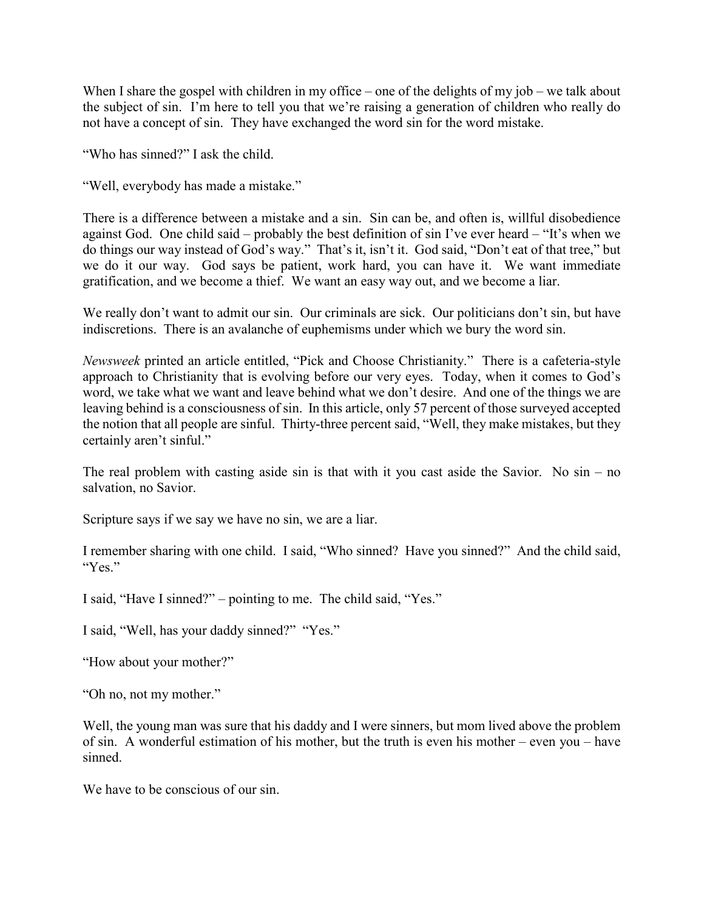When I share the gospel with children in my office – one of the delights of my job – we talk about the subject of sin. I'm here to tell you that we're raising a generation of children who really do not have a concept of sin. They have exchanged the word sin for the word mistake.

"Who has sinned?" I ask the child.

"Well, everybody has made a mistake."

There is a difference between a mistake and a sin. Sin can be, and often is, willful disobedience against God. One child said – probably the best definition of sin I've ever heard – "It's when we do things our way instead of God's way." That's it, isn't it. God said, "Don't eat of that tree," but we do it our way. God says be patient, work hard, you can have it. We want immediate gratification, and we become a thief. We want an easy way out, and we become a liar.

We really don't want to admit our sin. Our criminals are sick. Our politicians don't sin, but have indiscretions. There is an avalanche of euphemisms under which we bury the word sin.

*Newsweek* printed an article entitled, "Pick and Choose Christianity." There is a cafeteria-style approach to Christianity that is evolving before our very eyes. Today, when it comes to God's word, we take what we want and leave behind what we don't desire. And one of the things we are leaving behind is a consciousness of sin. In this article, only 57 percent of those surveyed accepted the notion that all people are sinful. Thirty-three percent said, "Well, they make mistakes, but they certainly aren't sinful."

The real problem with casting aside sin is that with it you cast aside the Savior. No sin – no salvation, no Savior.

Scripture says if we say we have no sin, we are a liar.

I remember sharing with one child. I said, "Who sinned? Have you sinned?" And the child said, "Yes."

I said, "Have I sinned?" – pointing to me. The child said, "Yes."

I said, "Well, has your daddy sinned?" "Yes."

"How about your mother?"

"Oh no, not my mother."

Well, the young man was sure that his daddy and I were sinners, but mom lived above the problem of sin. A wonderful estimation of his mother, but the truth is even his mother – even you – have sinned.

We have to be conscious of our sin.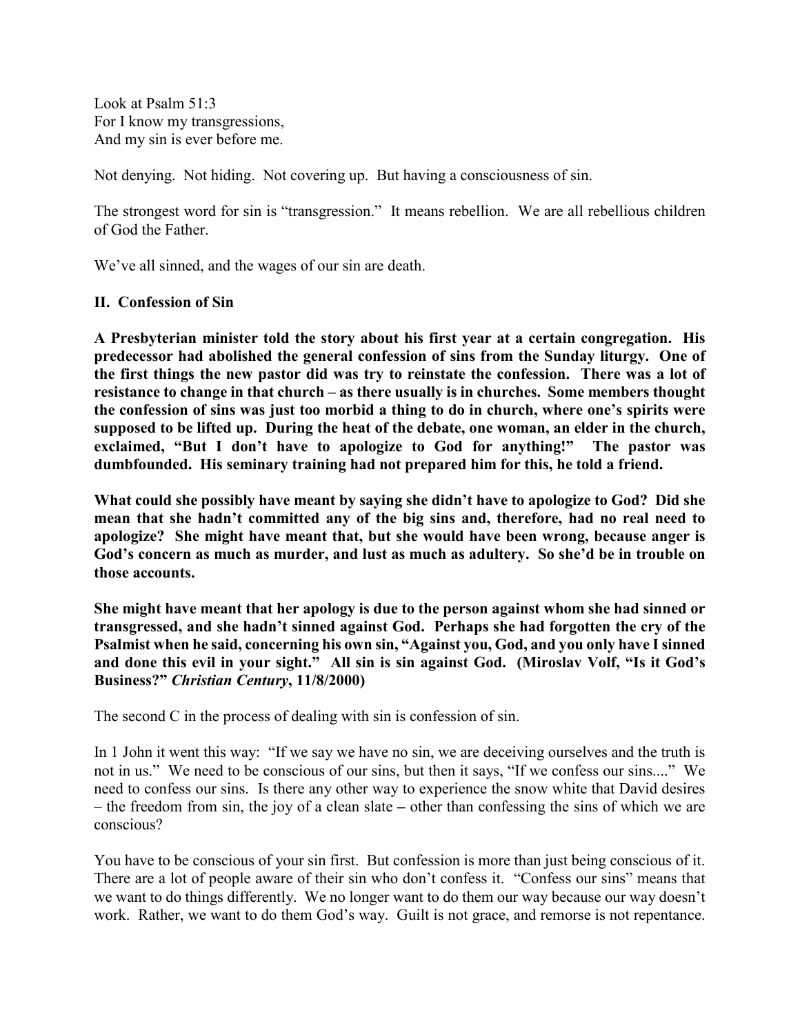Look at Psalm 51:3
For I know my transgressions,
And my sin is ever before me.

Not denying. Not hiding. Not covering up. But having a consciousness of sin.

The strongest word for sin is "transgression." It means rebellion. We are all rebellious children of God the Father.

We've all sinned, and the wages of our sin are death.

**II. Confession of Sin**

**A Presbyterian minister told the story about his first year at a certain congregation. His predecessor had abolished the general confession of sins from the Sunday liturgy. One of the first things the new pastor did was try to reinstate the confession. There was a lot of resistance to change in that church – as there usually is in churches. Some members thought the confession of sins was just too morbid a thing to do in church, where one's spirits were supposed to be lifted up. During the heat of the debate, one woman, an elder in the church, exclaimed, "But I don't have to apologize to God for anything!" The pastor was dumbfounded. His seminary training had not prepared him for this, he told a friend.**

**What could she possibly have meant by saying she didn't have to apologize to God? Did she mean that she hadn't committed any of the big sins and, therefore, had no real need to apologize? She might have meant that, but she would have been wrong, because anger is God's concern as much as murder, and lust as much as adultery. So she'd be in trouble on those accounts.**

**She might have meant that her apology is due to the person against whom she had sinned or transgressed, and she hadn't sinned against God. Perhaps she had forgotten the cry of the Psalmist when he said, concerning his own sin, "Against you, God, and you only have I sinned and done this evil in your sight." All sin is sin against God. (Miroslav Volf, "Is it God's Business?" *Christian Century*, 11/8/2000)**

The second C in the process of dealing with sin is confession of sin.

In 1 John it went this way: "If we say we have no sin, we are deceiving ourselves and the truth is not in us." We need to be conscious of our sins, but then it says, "If we confess our sins...." We need to confess our sins. Is there any other way to experience the snow white that David desires – the freedom from sin, the joy of a clean slate – other than confessing the sins of which we are conscious?

You have to be conscious of your sin first. But confession is more than just being conscious of it. There are a lot of people aware of their sin who don't confess it. "Confess our sins" means that we want to do things differently. We no longer want to do them our way because our way doesn't work. Rather, we want to do them God's way. Guilt is not grace, and remorse is not repentance.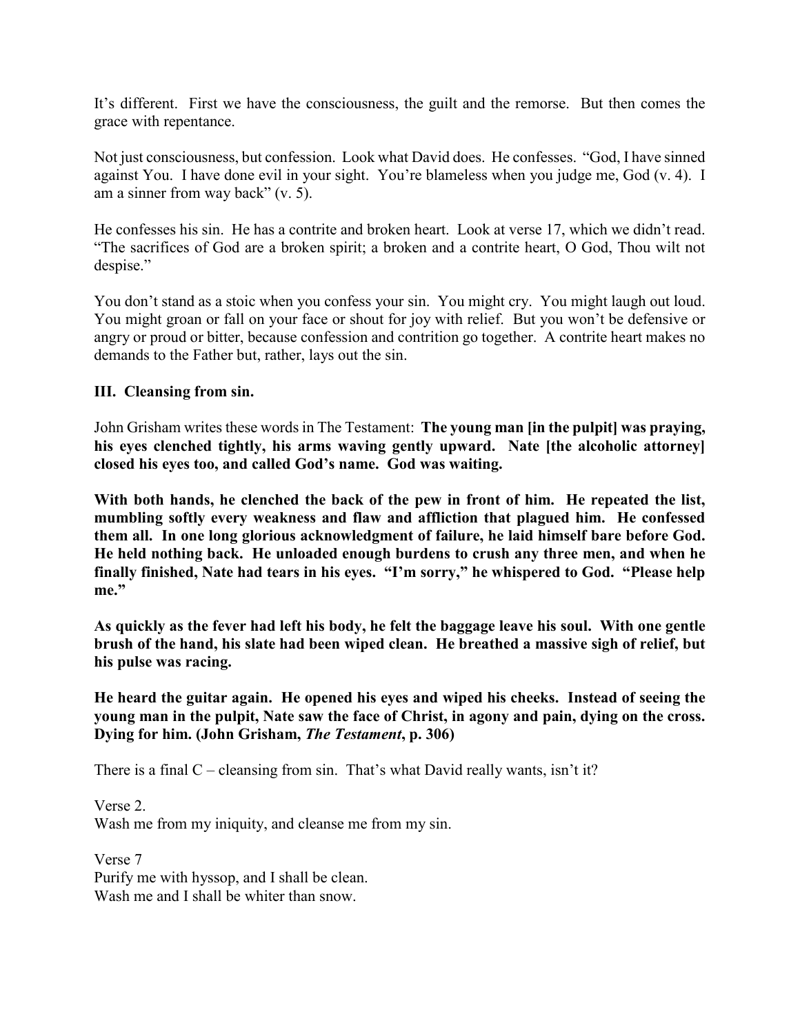It's different. First we have the consciousness, the guilt and the remorse. But then comes the grace with repentance.

Not just consciousness, but confession. Look what David does. He confesses. "God, I have sinned against You. I have done evil in your sight. You're blameless when you judge me, God (v. 4). I am a sinner from way back" (v. 5).

He confesses his sin. He has a contrite and broken heart. Look at verse 17, which we didn't read. "The sacrifices of God are a broken spirit; a broken and a contrite heart, O God, Thou wilt not despise."

You don't stand as a stoic when you confess your sin. You might cry. You might laugh out loud. You might groan or fall on your face or shout for joy with relief. But you won't be defensive or angry or proud or bitter, because confession and contrition go together. A contrite heart makes no demands to the Father but, rather, lays out the sin.

**III. Cleansing from sin.**

John Grisham writes these words in The Testament: **The young man [in the pulpit] was praying, his eyes clenched tightly, his arms waving gently upward. Nate [the alcoholic attorney] closed his eyes too, and called God's name. God was waiting.**

**With both hands, he clenched the back of the pew in front of him. He repeated the list, mumbling softly every weakness and flaw and affliction that plagued him. He confessed them all. In one long glorious acknowledgment of failure, he laid himself bare before God. He held nothing back. He unloaded enough burdens to crush any three men, and when he finally finished, Nate had tears in his eyes. "I'm sorry," he whispered to God. "Please help me."**

**As quickly as the fever had left his body, he felt the baggage leave his soul. With one gentle brush of the hand, his slate had been wiped clean. He breathed a massive sigh of relief, but his pulse was racing.**

**He heard the guitar again. He opened his eyes and wiped his cheeks. Instead of seeing the young man in the pulpit, Nate saw the face of Christ, in agony and pain, dying on the cross. Dying for him. (John Grisham, *The Testament*, p. 306)**

There is a final C – cleansing from sin. That's what David really wants, isn't it?

Verse 2.
Wash me from my iniquity, and cleanse me from my sin.

Verse 7
Purify me with hyssop, and I shall be clean.
Wash me and I shall be whiter than snow.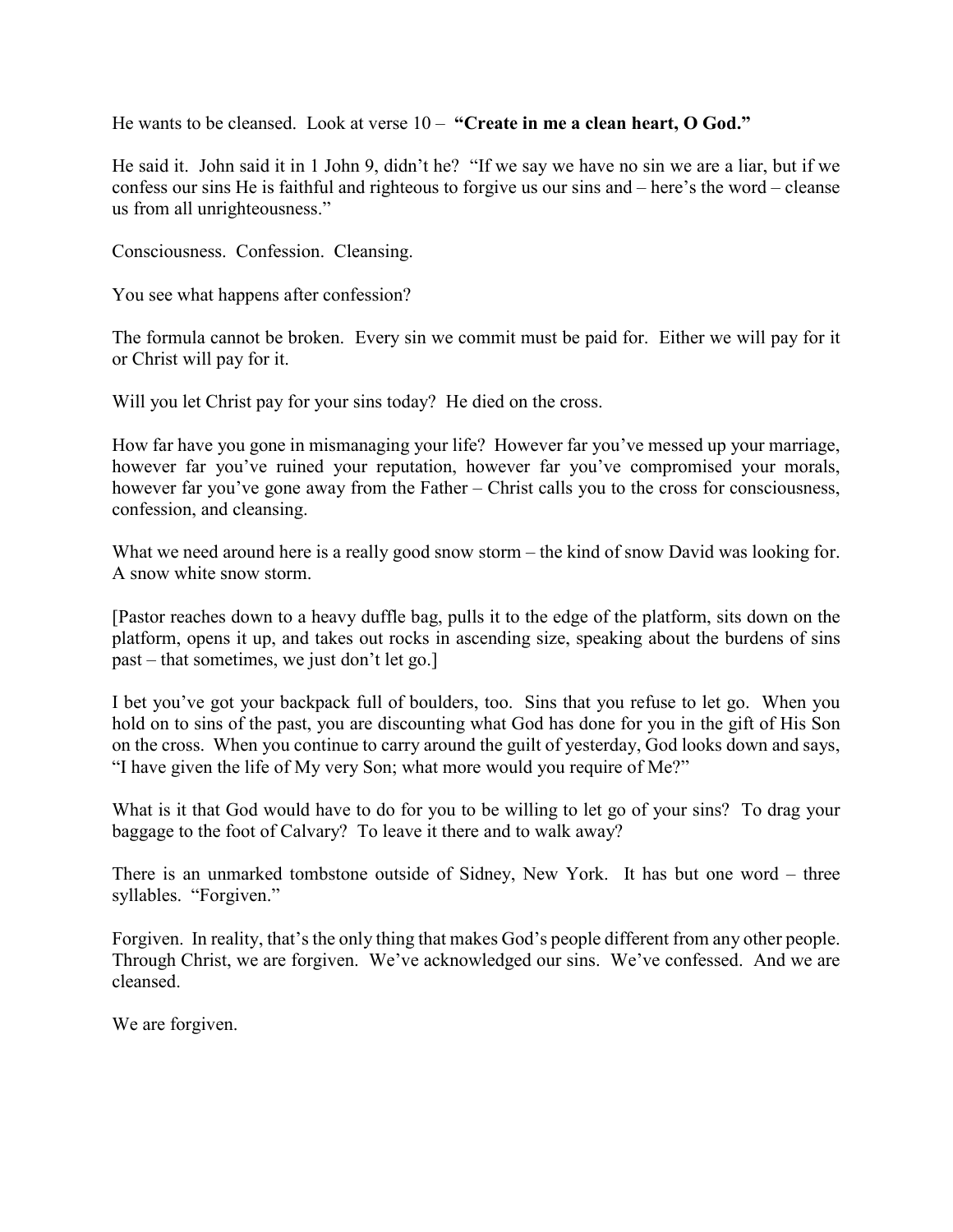He wants to be cleansed. Look at verse 10 – **"Create in me a clean heart, O God."**

He said it. John said it in 1 John 9, didn't he? "If we say we have no sin we are a liar, but if we confess our sins He is faithful and righteous to forgive us our sins and – here's the word – cleanse us from all unrighteousness."

Consciousness. Confession. Cleansing.

You see what happens after confession?

The formula cannot be broken. Every sin we commit must be paid for. Either we will pay for it or Christ will pay for it.

Will you let Christ pay for your sins today? He died on the cross.

How far have you gone in mismanaging your life? However far you've messed up your marriage, however far you've ruined your reputation, however far you've compromised your morals, however far you've gone away from the Father – Christ calls you to the cross for consciousness, confession, and cleansing.

What we need around here is a really good snow storm – the kind of snow David was looking for. A snow white snow storm.

[Pastor reaches down to a heavy duffle bag, pulls it to the edge of the platform, sits down on the platform, opens it up, and takes out rocks in ascending size, speaking about the burdens of sins past – that sometimes, we just don't let go.]

I bet you've got your backpack full of boulders, too. Sins that you refuse to let go. When you hold on to sins of the past, you are discounting what God has done for you in the gift of His Son on the cross. When you continue to carry around the guilt of yesterday, God looks down and says, "I have given the life of My very Son; what more would you require of Me?"

What is it that God would have to do for you to be willing to let go of your sins? To drag your baggage to the foot of Calvary? To leave it there and to walk away?

There is an unmarked tombstone outside of Sidney, New York. It has but one word – three syllables. "Forgiven."

Forgiven. In reality, that's the only thing that makes God's people different from any other people. Through Christ, we are forgiven. We've acknowledged our sins. We've confessed. And we are cleansed.

We are forgiven.